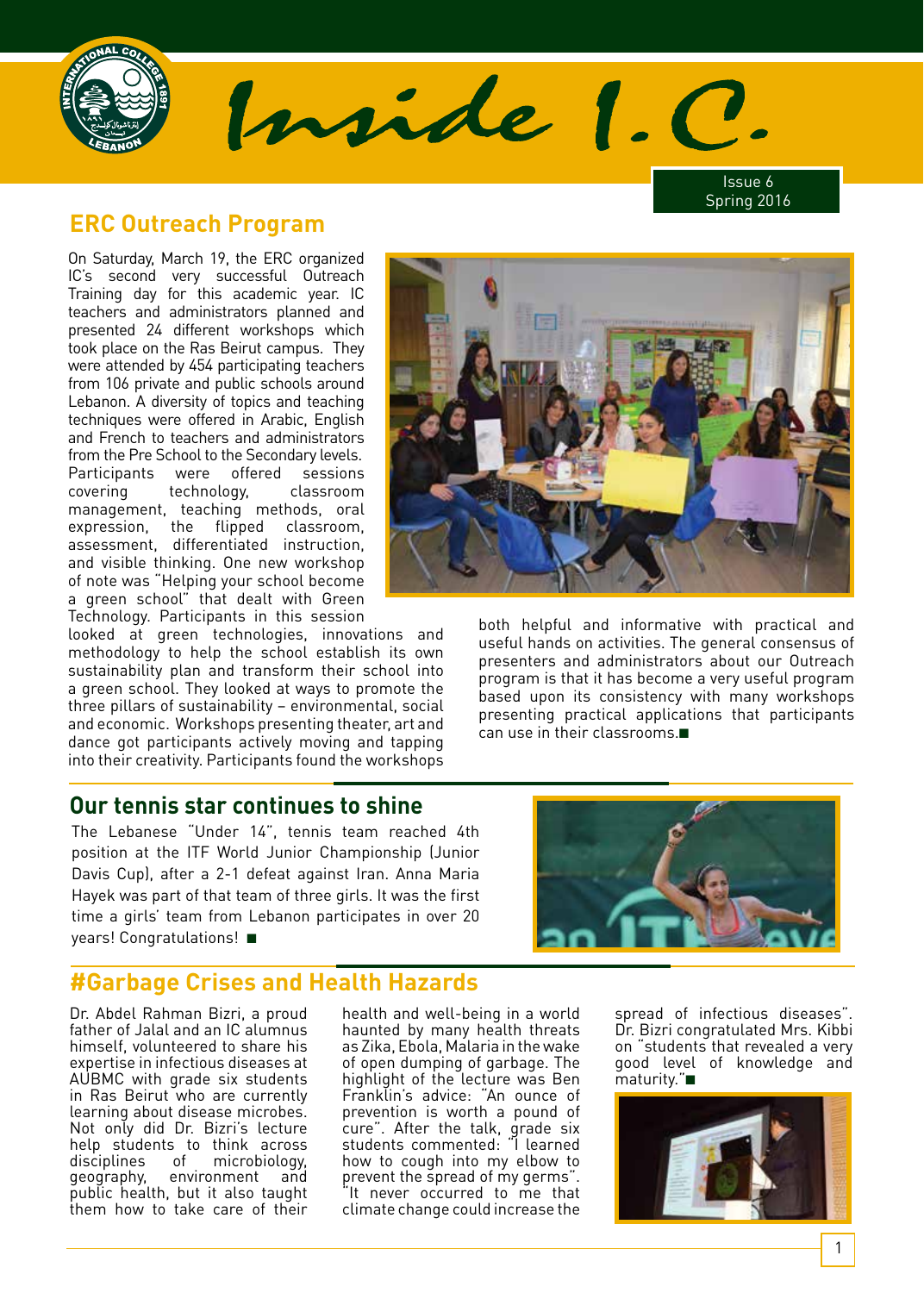# Inside I.C.

Issue 6
Spring 2016

## ERC Outreach Program

On Saturday, March 19, the ERC organized IC's second very successful Outreach Training day for this academic year. IC teachers and administrators planned and presented 24 different workshops which took place on the Ras Beirut campus. They were attended by 454 participating teachers from 106 private and public schools around Lebanon. A diversity of topics and teaching techniques were offered in Arabic, English and French to teachers and administrators from the Pre School to the Secondary levels. Participants were offered sessions covering technology, classroom management, teaching methods, oral expression, the flipped classroom, assessment, differentiated instruction, and visible thinking. One new workshop of note was "Helping your school become a green school" that dealt with Green Technology. Participants in this session looked at green technologies, innovations and methodology to help the school establish its own sustainability plan and transform their school into a green school. They looked at ways to promote the three pillars of sustainability – environmental, social and economic. Workshops presenting theater, art and dance got participants actively moving and tapping into their creativity. Participants found the workshops both helpful and informative with practical and useful hands on activities. The general consensus of presenters and administrators about our Outreach program is that it has become a very useful program based upon its consistency with many workshops presenting practical applications that participants can use in their classrooms.■

## Our tennis star continues to shine

The Lebanese "Under 14", tennis team reached 4th position at the ITF World Junior Championship (Junior Davis Cup), after a 2-1 defeat against Iran. Anna Maria Hayek was part of that team of three girls. It was the first time a girls' team from Lebanon participates in over 20 years! Congratulations! ■

## #Garbage Crises and Health Hazards

Dr. Abdel Rahman Bizri, a proud father of Jalal and an IC alumnus himself, volunteered to share his expertise in infectious diseases at AUBMC with grade six students in Ras Beirut who are currently learning about disease microbes. Not only did Dr. Bizri's lecture help students to think across disciplines of microbiology, geography, environment and public health, but it also taught them how to take care of their health and well-being in a world haunted by many health threats as Zika, Ebola, Malaria in the wake of open dumping of garbage. The highlight of the lecture was Ben Franklin's advice: "An ounce of prevention is worth a pound of cure". After the talk, grade six students commented: "I learned how to cough into my elbow to prevent the spread of my germs". "It never occurred to me that climate change could increase the spread of infectious diseases". Dr. Bizri congratulated Mrs. Kibbi on "students that revealed a very good level of knowledge and maturity."■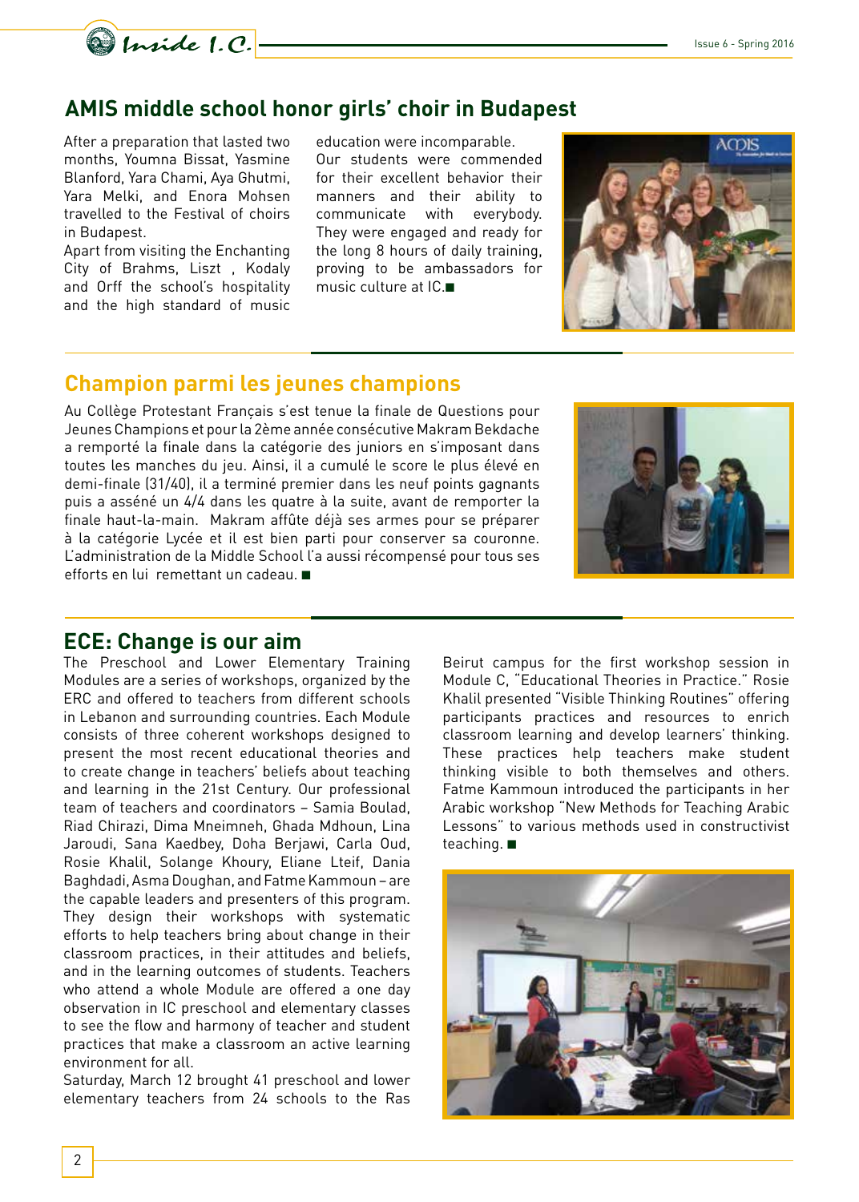## AMIS middle school honor girls' choir in Budapest

After a preparation that lasted two months, Youmna Bissat, Yasmine Blanford, Yara Chami, Aya Ghutmi, Yara Melki, and Enora Mohsen travelled to the Festival of choirs in Budapest.

Apart from visiting the Enchanting City of Brahms, Liszt , Kodaly and Orff the school's hospitality and the high standard of music education were incomparable.

Our students were commended for their excellent behavior their manners and their ability to communicate with everybody. They were engaged and ready for the long 8 hours of daily training, proving to be ambassadors for music culture at IC.■

## Champion parmi les jeunes champions

Au Collège Protestant Français s'est tenue la finale de Questions pour Jeunes Champions et pour la 2ème année consécutive Makram Bekdache a remporté la finale dans la catégorie des juniors en s'imposant dans toutes les manches du jeu. Ainsi, il a cumulé le score le plus élevé en demi-finale (31/40), il a terminé premier dans les neuf points gagnants puis a asséné un 4/4 dans les quatre à la suite, avant de remporter la finale haut-la-main. Makram affûte déjà ses armes pour se préparer à la catégorie Lycée et il est bien parti pour conserver sa couronne. L'administration de la Middle School l'a aussi récompensé pour tous ses efforts en lui remettant un cadeau. ■

## ECE: Change is our aim

The Preschool and Lower Elementary Training Modules are a series of workshops, organized by the ERC and offered to teachers from different schools in Lebanon and surrounding countries. Each Module consists of three coherent workshops designed to present the most recent educational theories and to create change in teachers' beliefs about teaching and learning in the 21st Century. Our professional team of teachers and coordinators – Samia Boulad, Riad Chirazi, Dima Mneimneh, Ghada Mdhoun, Lina Jaroudi, Sana Kaedbey, Doha Berjawi, Carla Oud, Rosie Khalil, Solange Khoury, Eliane Lteif, Dania Baghdadi, Asma Doughan, and Fatme Kammoun – are the capable leaders and presenters of this program. They design their workshops with systematic efforts to help teachers bring about change in their classroom practices, in their attitudes and beliefs, and in the learning outcomes of students. Teachers who attend a whole Module are offered a one day observation in IC preschool and elementary classes to see the flow and harmony of teacher and student practices that make a classroom an active learning environment for all.

Saturday, March 12 brought 41 preschool and lower elementary teachers from 24 schools to the Ras Beirut campus for the first workshop session in Module C, "Educational Theories in Practice." Rosie Khalil presented "Visible Thinking Routines" offering participants practices and resources to enrich classroom learning and develop learners' thinking. These practices help teachers make student thinking visible to both themselves and others. Fatme Kammoun introduced the participants in her Arabic workshop "New Methods for Teaching Arabic Lessons" to various methods used in constructivist teaching. ■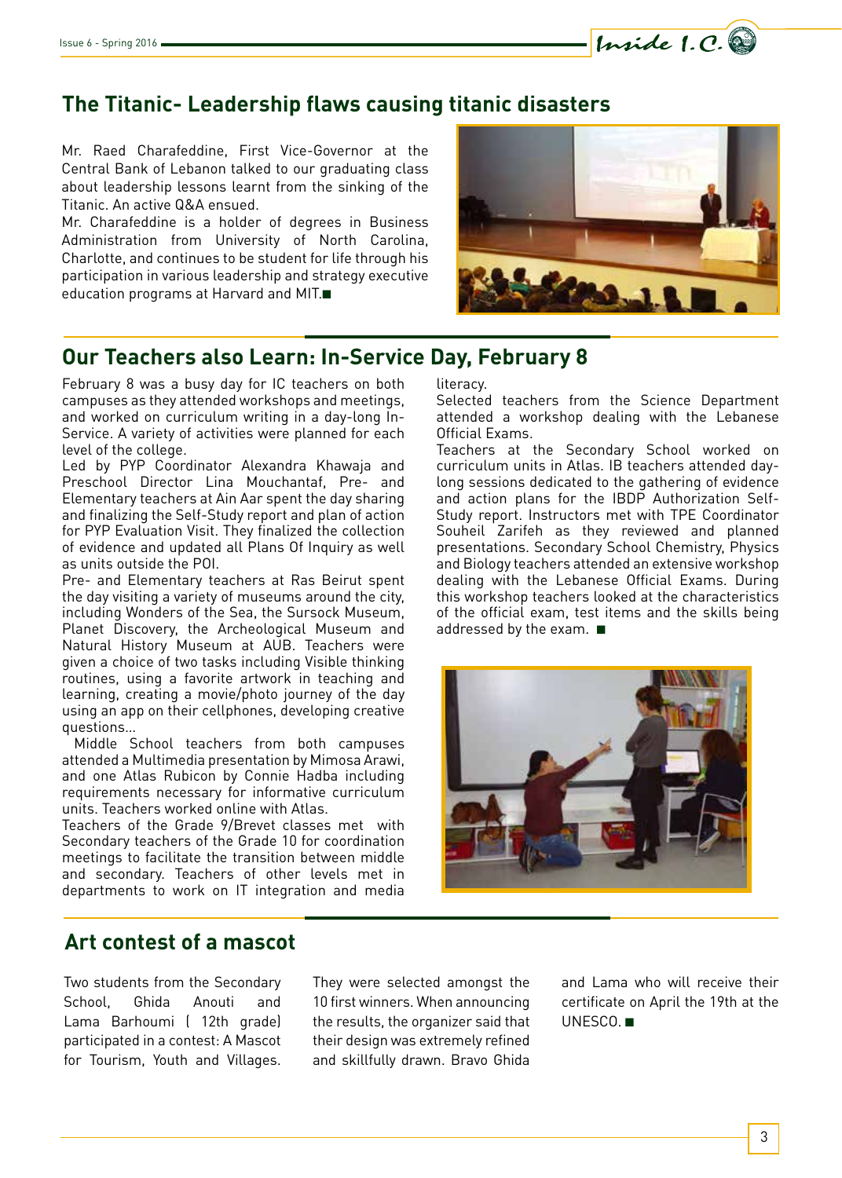## The Titanic- Leadership flaws causing titanic disasters

Mr. Raed Charafeddine, First Vice-Governor at the Central Bank of Lebanon talked to our graduating class about leadership lessons learnt from the sinking of the Titanic. An active Q&A ensued.

Mr. Charafeddine is a holder of degrees in Business Administration from University of North Carolina, Charlotte, and continues to be student for life through his participation in various leadership and strategy executive education programs at Harvard and MIT.■

## Our Teachers also Learn: In-Service Day, February 8

February 8 was a busy day for IC teachers on both campuses as they attended workshops and meetings, and worked on curriculum writing in a day-long In-Service. A variety of activities were planned for each level of the college.

Led by PYP Coordinator Alexandra Khawaja and Preschool Director Lina Mouchantaf, Pre- and Elementary teachers at Ain Aar spent the day sharing and finalizing the Self-Study report and plan of action for PYP Evaluation Visit. They finalized the collection of evidence and updated all Plans Of Inquiry as well as units outside the POI.

Pre- and Elementary teachers at Ras Beirut spent the day visiting a variety of museums around the city, including Wonders of the Sea, the Sursock Museum, Planet Discovery, the Archeological Museum and Natural History Museum at AUB. Teachers were given a choice of two tasks including Visible thinking routines, using a favorite artwork in teaching and learning, creating a movie/photo journey of the day using an app on their cellphones, developing creative questions…

Middle School teachers from both campuses attended a Multimedia presentation by Mimosa Arawi, and one Atlas Rubicon by Connie Hadba including requirements necessary for informative curriculum units. Teachers worked online with Atlas.

Teachers of the Grade 9/Brevet classes met with Secondary teachers of the Grade 10 for coordination meetings to facilitate the transition between middle and secondary. Teachers of other levels met in departments to work on IT integration and media literacy.

Selected teachers from the Science Department attended a workshop dealing with the Lebanese Official Exams.

Teachers at the Secondary School worked on curriculum units in Atlas. IB teachers attended day-long sessions dedicated to the gathering of evidence and action plans for the IBDP Authorization Self-Study report. Instructors met with TPE Coordinator Souheil Zarifeh as they reviewed and planned presentations. Secondary School Chemistry, Physics and Biology teachers attended an extensive workshop dealing with the Lebanese Official Exams. During this workshop teachers looked at the characteristics of the official exam, test items and the skills being addressed by the exam. ■

## Art contest of a mascot

Two students from the Secondary School, Ghida Anouti and Lama Barhoumi ( 12th grade) participated in a contest: A Mascot for Tourism, Youth and Villages. They were selected amongst the 10 first winners. When announcing the results, the organizer said that their design was extremely refined and skillfully drawn. Bravo Ghida and Lama who will receive their certificate on April the 19th at the UNESCO. ■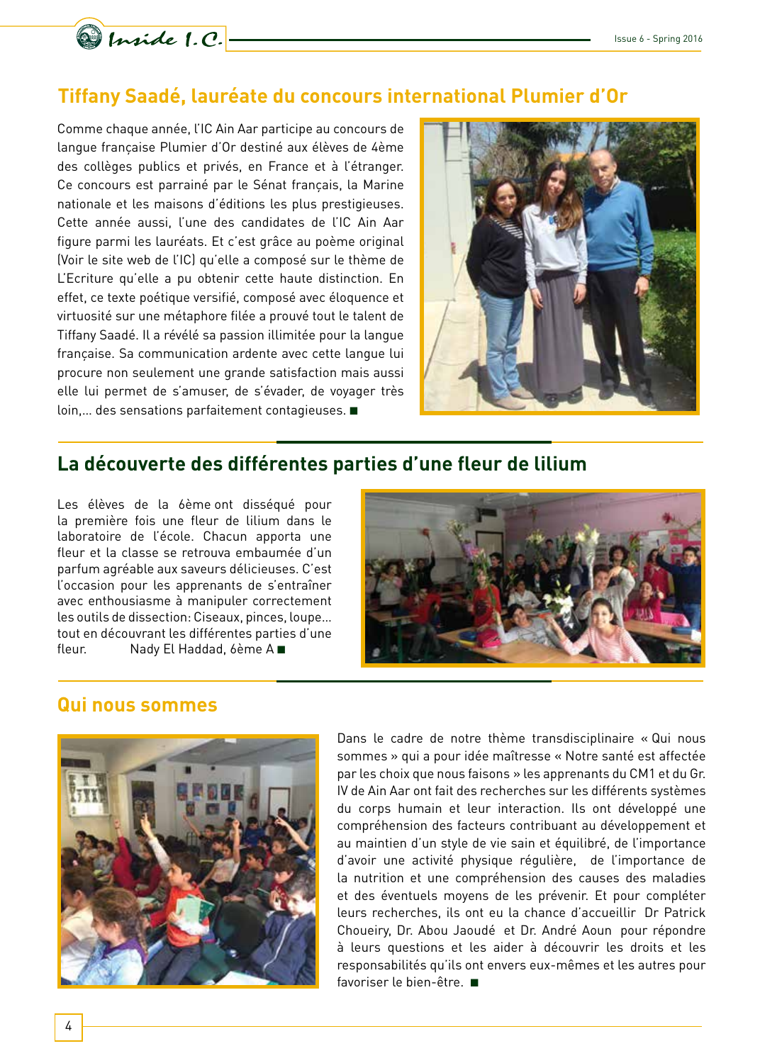## Tiffany Saadé, lauréate du concours international Plumier d'Or

Comme chaque année, l'IC Ain Aar participe au concours de langue française Plumier d'Or destiné aux élèves de 4ème des collèges publics et privés, en France et à l'étranger. Ce concours est parrainé par le Sénat français, la Marine nationale et les maisons d'éditions les plus prestigieuses. Cette année aussi, l'une des candidates de l'IC Ain Aar figure parmi les lauréats. Et c'est grâce au poème original (Voir le site web de l'IC) qu'elle a composé sur le thème de L'Ecriture qu'elle a pu obtenir cette haute distinction. En effet, ce texte poétique versifié, composé avec éloquence et virtuosité sur une métaphore filée a prouvé tout le talent de Tiffany Saadé. Il a révélé sa passion illimitée pour la langue française. Sa communication ardente avec cette langue lui procure non seulement une grande satisfaction mais aussi elle lui permet de s'amuser, de s'évader, de voyager très loin,… des sensations parfaitement contagieuses. ■

## La découverte des différentes parties d'une fleur de lilium

Les élèves de la 6ème ont disséqué pour la première fois une fleur de lilium dans le laboratoire de l'école. Chacun apporta une fleur et la classe se retrouva embaumée d'un parfum agréable aux saveurs délicieuses. C'est l'occasion pour les apprenants de s'entraîner avec enthousiasme à manipuler correctement les outils de dissection: Ciseaux, pinces, loupe… tout en découvrant les différentes parties d'une fleur.

Nady El Haddad, 6ème A ■

## Qui nous sommes

Dans le cadre de notre thème transdisciplinaire « Qui nous sommes » qui a pour idée maîtresse « Notre santé est affectée par les choix que nous faisons » les apprenants du CM1 et du Gr. IV de Ain Aar ont fait des recherches sur les différents systèmes du corps humain et leur interaction. Ils ont développé une compréhension des facteurs contribuant au développement et au maintien d'un style de vie sain et équilibré, de l'importance d'avoir une activité physique régulière, de l'importance de la nutrition et une compréhension des causes des maladies et des éventuels moyens de les prévenir. Et pour compléter leurs recherches, ils ont eu la chance d'accueillir Dr Patrick Choueiry, Dr. Abou Jaoudé et Dr. André Aoun pour répondre à leurs questions et les aider à découvrir les droits et les responsabilités qu'ils ont envers eux-mêmes et les autres pour favoriser le bien-être. ■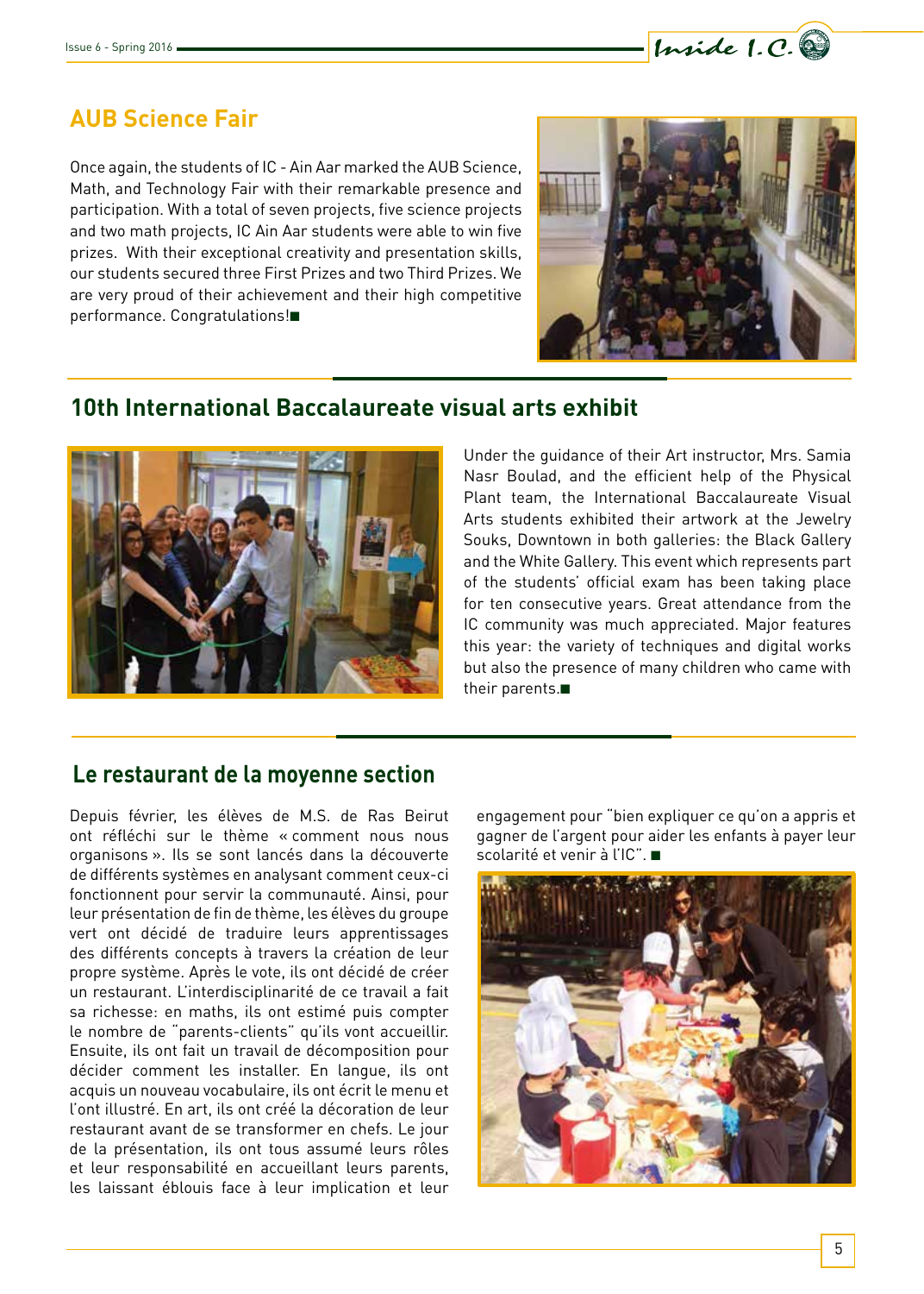## AUB Science Fair

Once again, the students of IC - Ain Aar marked the AUB Science, Math, and Technology Fair with their remarkable presence and participation. With a total of seven projects, five science projects and two math projects, IC Ain Aar students were able to win five prizes. With their exceptional creativity and presentation skills, our students secured three First Prizes and two Third Prizes. We are very proud of their achievement and their high competitive performance. Congratulations!■

## 10th International Baccalaureate visual arts exhibit

Under the guidance of their Art instructor, Mrs. Samia Nasr Boulad, and the efficient help of the Physical Plant team, the International Baccalaureate Visual Arts students exhibited their artwork at the Jewelry Souks, Downtown in both galleries: the Black Gallery and the White Gallery. This event which represents part of the students' official exam has been taking place for ten consecutive years. Great attendance from the IC community was much appreciated. Major features this year: the variety of techniques and digital works but also the presence of many children who came with their parents.■

## Le restaurant de la moyenne section

Depuis février, les élèves de M.S. de Ras Beirut ont réfléchi sur le thème « comment nous nous organisons ». Ils se sont lancés dans la découverte de différents systèmes en analysant comment ceux-ci fonctionnent pour servir la communauté. Ainsi, pour leur présentation de fin de thème, les élèves du groupe vert ont décidé de traduire leurs apprentissages des différents concepts à travers la création de leur propre système. Après le vote, ils ont décidé de créer un restaurant. L'interdisciplinarité de ce travail a fait sa richesse: en maths, ils ont estimé puis compter le nombre de "parents-clients" qu'ils vont accueillir. Ensuite, ils ont fait un travail de décomposition pour décider comment les installer. En langue, ils ont acquis un nouveau vocabulaire, ils ont écrit le menu et l'ont illustré. En art, ils ont créé la décoration de leur restaurant avant de se transformer en chefs. Le jour de la présentation, ils ont tous assumé leurs rôles et leur responsabilité en accueillant leurs parents, les laissant éblouis face à leur implication et leur engagement pour "bien expliquer ce qu'on a appris et gagner de l'argent pour aider les enfants à payer leur scolarité et venir à l'IC". ■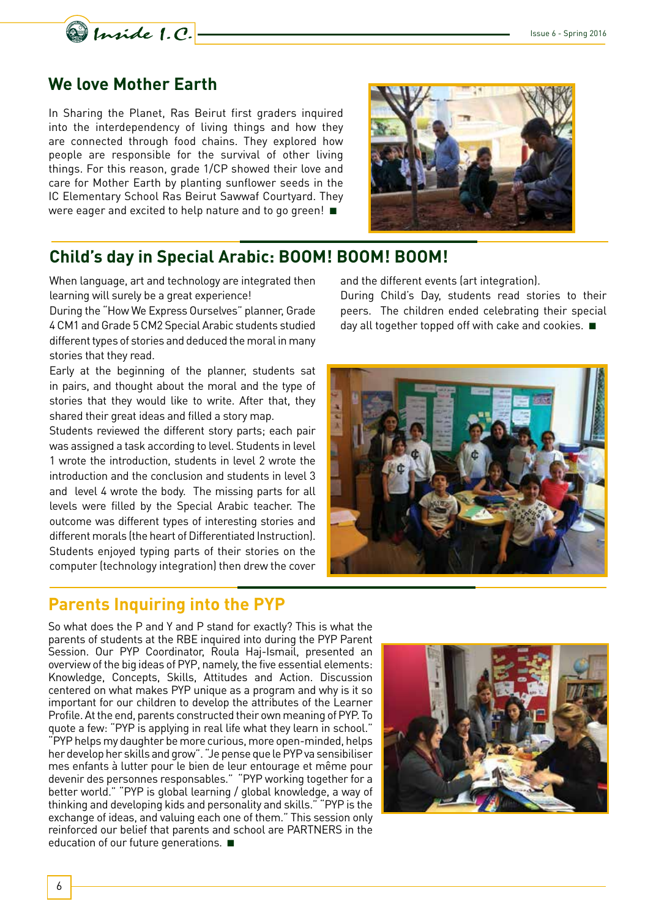## We love Mother Earth

In Sharing the Planet, Ras Beirut first graders inquired into the interdependency of living things and how they are connected through food chains. They explored how people are responsible for the survival of other living things. For this reason, grade 1/CP showed their love and care for Mother Earth by planting sunflower seeds in the IC Elementary School Ras Beirut Sawwaf Courtyard. They were eager and excited to help nature and to go green! ■

## Child's day in Special Arabic: BOOM! BOOM! BOOM!

When language, art and technology are integrated then learning will surely be a great experience!

During the "How We Express Ourselves" planner, Grade 4 CM1 and Grade 5 CM2 Special Arabic students studied different types of stories and deduced the moral in many stories that they read.

Early at the beginning of the planner, students sat in pairs, and thought about the moral and the type of stories that they would like to write. After that, they shared their great ideas and filled a story map.

Students reviewed the different story parts; each pair was assigned a task according to level. Students in level 1 wrote the introduction, students in level 2 wrote the introduction and the conclusion and students in level 3 and level 4 wrote the body. The missing parts for all levels were filled by the Special Arabic teacher. The outcome was different types of interesting stories and different morals (the heart of Differentiated Instruction). Students enjoyed typing parts of their stories on the computer (technology integration) then drew the cover and the different events (art integration).

During Child's Day, students read stories to their peers. The children ended celebrating their special day all together topped off with cake and cookies. ■

## Parents Inquiring into the PYP

So what does the P and Y and P stand for exactly? This is what the parents of students at the RBE inquired into during the PYP Parent Session. Our PYP Coordinator, Roula Haj-Ismail, presented an overview of the big ideas of PYP, namely, the five essential elements: Knowledge, Concepts, Skills, Attitudes and Action. Discussion centered on what makes PYP unique as a program and why is it so important for our children to develop the attributes of the Learner Profile. At the end, parents constructed their own meaning of PYP. To quote a few: "PYP is applying in real life what they learn in school." "PYP helps my daughter be more curious, more open-minded, helps her develop her skills and grow". "Je pense que le PYP va sensibiliser mes enfants à lutter pour le bien de leur entourage et même pour devenir des personnes responsables." "PYP working together for a better world." "PYP is global learning / global knowledge, a way of thinking and developing kids and personality and skills." "PYP is the exchange of ideas, and valuing each one of them." This session only reinforced our belief that parents and school are PARTNERS in the education of our future generations. ■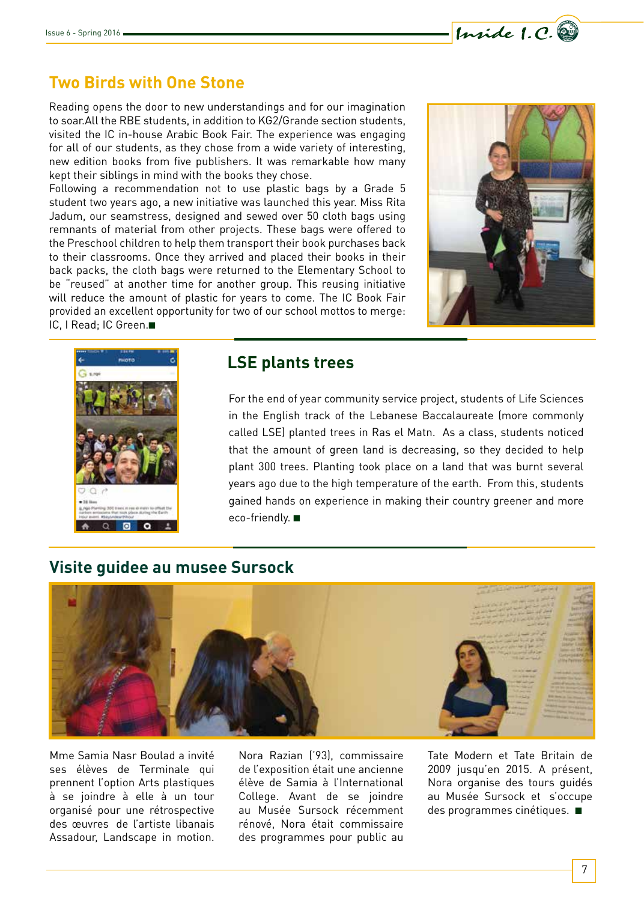## Two Birds with One Stone

Reading opens the door to new understandings and for our imagination to soar.All the RBE students, in addition to KG2/Grande section students, visited the IC in-house Arabic Book Fair. The experience was engaging for all of our students, as they chose from a wide variety of interesting, new edition books from five publishers. It was remarkable how many kept their siblings in mind with the books they chose.

Following a recommendation not to use plastic bags by a Grade 5 student two years ago, a new initiative was launched this year. Miss Rita Jadum, our seamstress, designed and sewed over 50 cloth bags using remnants of material from other projects. These bags were offered to the Preschool children to help them transport their book purchases back to their classrooms. Once they arrived and placed their books in their back packs, the cloth bags were returned to the Elementary School to be "reused" at another time for another group. This reusing initiative will reduce the amount of plastic for years to come. The IC Book Fair provided an excellent opportunity for two of our school mottos to merge: IC, I Read; IC Green.■

## LSE plants trees

For the end of year community service project, students of Life Sciences in the English track of the Lebanese Baccalaureate (more commonly called LSE) planted trees in Ras el Matn. As a class, students noticed that the amount of green land is decreasing, so they decided to help plant 300 trees. Planting took place on a land that was burnt several years ago due to the high temperature of the earth. From this, students gained hands on experience in making their country greener and more eco-friendly. ■

## Visite guidee au musee Sursock

Mme Samia Nasr Boulad a invité ses élèves de Terminale qui prennent l'option Arts plastiques à se joindre à elle à un tour organisé pour une rétrospective des œuvres de l'artiste libanais Assadour, Landscape in motion. Nora Razian ('93), commissaire de l'exposition était une ancienne élève de Samia à l'International College. Avant de se joindre au Musée Sursock récemment rénové, Nora était commissaire des programmes pour public au Tate Modern et Tate Britain de 2009 jusqu'en 2015. A présent, Nora organise des tours guidés au Musée Sursock et s'occupe des programmes cinétiques. ■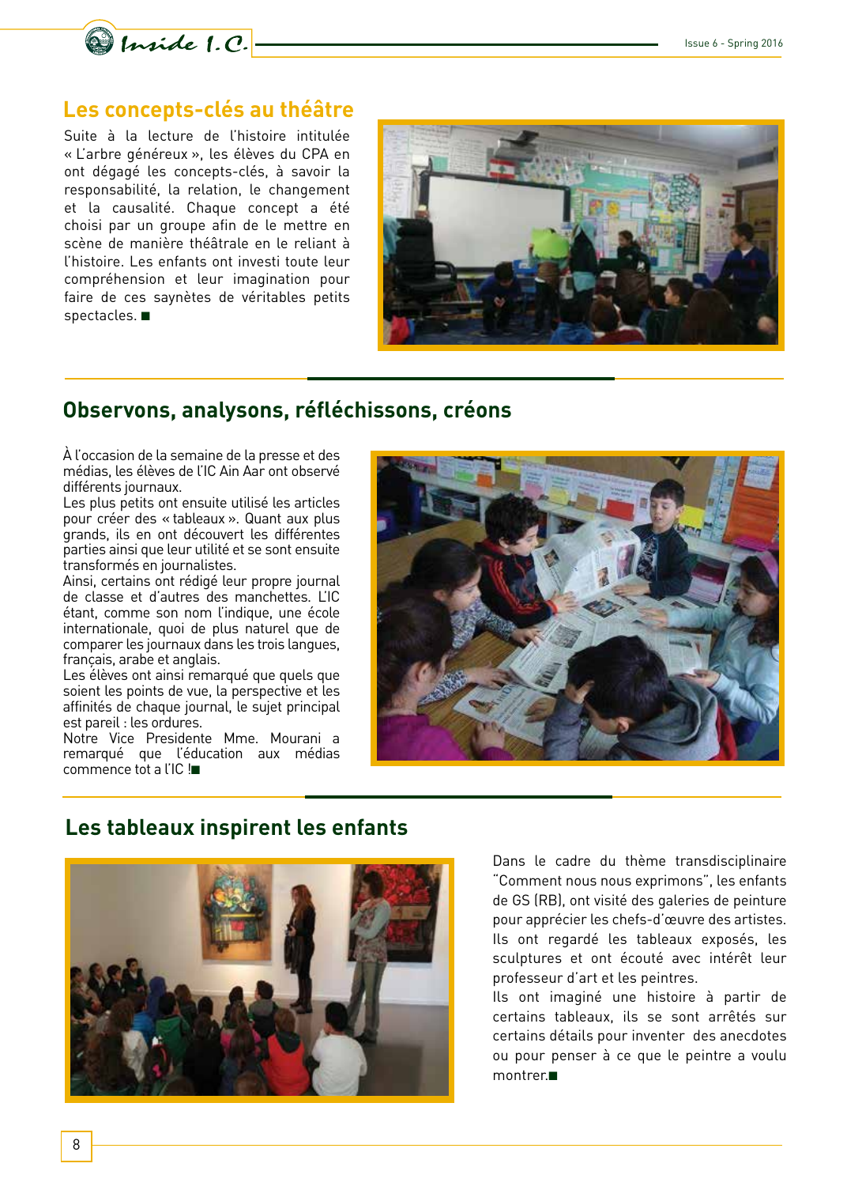## Les concepts-clés au théâtre

Suite à la lecture de l'histoire intitulée « L'arbre généreux », les élèves du CPA en ont dégagé les concepts-clés, à savoir la responsabilité, la relation, le changement et la causalité. Chaque concept a été choisi par un groupe afin de le mettre en scène de manière théâtrale en le reliant à l'histoire. Les enfants ont investi toute leur compréhension et leur imagination pour faire de ces saynètes de véritables petits spectacles. ■

## Observons, analysons, réfléchissons, créons

À l'occasion de la semaine de la presse et des médias, les élèves de l'IC Ain Aar ont observé différents journaux.
Les plus petits ont ensuite utilisé les articles pour créer des « tableaux ». Quant aux plus grands, ils en ont découvert les différentes parties ainsi que leur utilité et se sont ensuite transformés en journalistes.
Ainsi, certains ont rédigé leur propre journal de classe et d'autres des manchettes. L'IC étant, comme son nom l'indique, une école internationale, quoi de plus naturel que de comparer les journaux dans les trois langues, français, arabe et anglais.
Les élèves ont ainsi remarqué que quels que soient les points de vue, la perspective et les affinités de chaque journal, le sujet principal est pareil : les ordures.
Notre Vice Presidente Mme. Mourani a remarqué que l'éducation aux médias commence tot a l'IC !■

## Les tableaux inspirent les enfants

Dans le cadre du thème transdisciplinaire "Comment nous nous exprimons", les enfants de GS (RB), ont visité des galeries de peinture pour apprécier les chefs-d'œuvre des artistes. Ils ont regardé les tableaux exposés, les sculptures et ont écouté avec intérêt leur professeur d'art et les peintres.
Ils ont imaginé une histoire à partir de certains tableaux, ils se sont arrêtés sur certains détails pour inventer des anecdotes ou pour penser à ce que le peintre a voulu montrer.■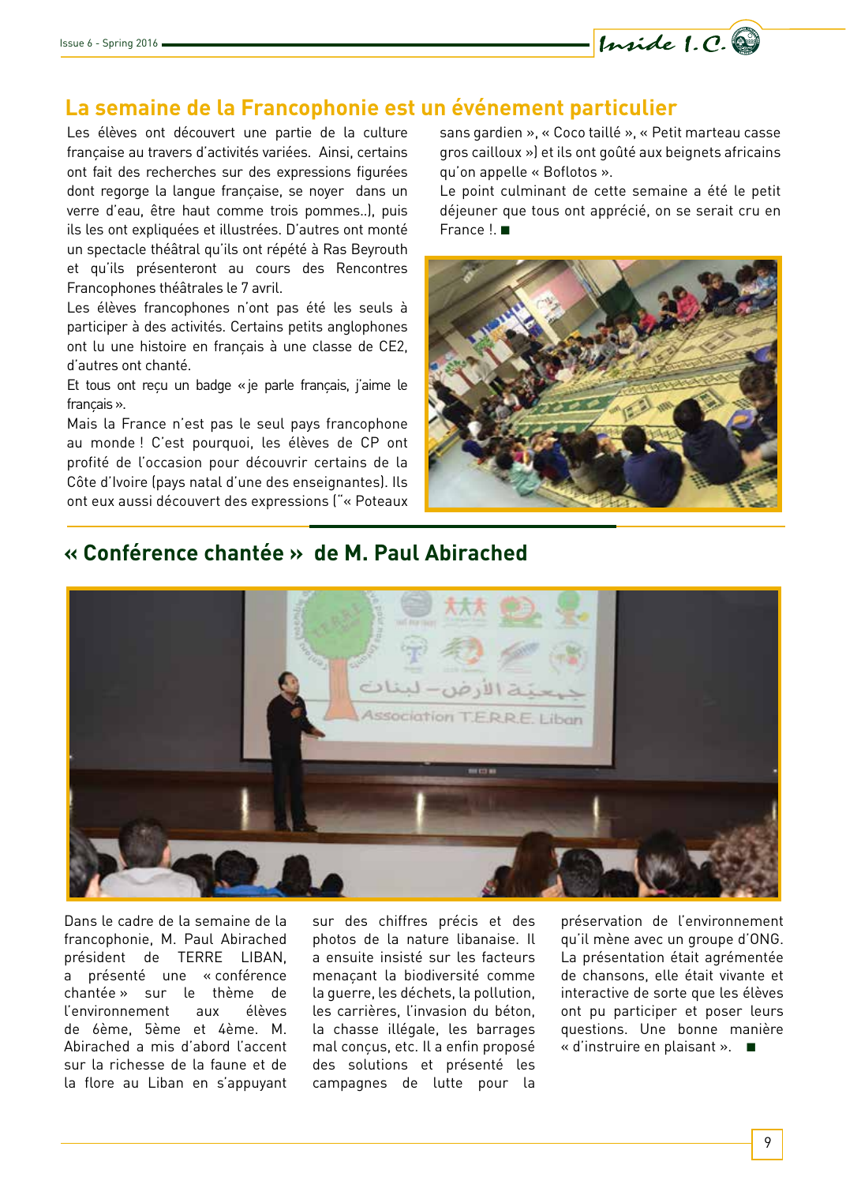## La semaine de la Francophonie est un événement particulier

Les élèves ont découvert une partie de la culture française au travers d'activités variées. Ainsi, certains ont fait des recherches sur des expressions figurées dont regorge la langue française, se noyer dans un verre d'eau, être haut comme trois pommes..), puis ils les ont expliquées et illustrées. D'autres ont monté un spectacle théâtral qu'ils ont répété à Ras Beyrouth et qu'ils présenteront au cours des Rencontres Francophones théâtrales le 7 avril.

Les élèves francophones n'ont pas été les seuls à participer à des activités. Certains petits anglophones ont lu une histoire en français à une classe de CE2, d'autres ont chanté.

Et tous ont reçu un badge « je parle français, j'aime le français ».

Mais la France n'est pas le seul pays francophone au monde ! C'est pourquoi, les élèves de CP ont profité de l'occasion pour découvrir certains de la Côte d'Ivoire (pays natal d'une des enseignantes). Ils ont eux aussi découvert des expressions ("« Poteaux sans gardien », « Coco taillé », « Petit marteau casse gros cailloux ») et ils ont goûté aux beignets africains qu'on appelle « Boflotos ».

Le point culminant de cette semaine a été le petit déjeuner que tous ont apprécié, on se serait cru en France !. ■

## « Conférence chantée » de M. Paul Abirached

Dans le cadre de la semaine de la francophonie, M. Paul Abirached président de TERRE LIBAN, a présenté une « conférence chantée » sur le thème de l'environnement aux élèves de 6ème, 5ème et 4ème. M. Abirached a mis d'abord l'accent sur la richesse de la faune et de la flore au Liban en s'appuyant sur des chiffres précis et des photos de la nature libanaise. Il a ensuite insisté sur les facteurs menaçant la biodiversité comme la guerre, les déchets, la pollution, les carrières, l'invasion du béton, la chasse illégale, les barrages mal conçus, etc. Il a enfin proposé des solutions et présenté les campagnes de lutte pour la préservation de l'environnement qu'il mène avec un groupe d'ONG. La présentation était agrémentée de chansons, elle était vivante et interactive de sorte que les élèves ont pu participer et poser leurs questions. Une bonne manière « d'instruire en plaisant ». ■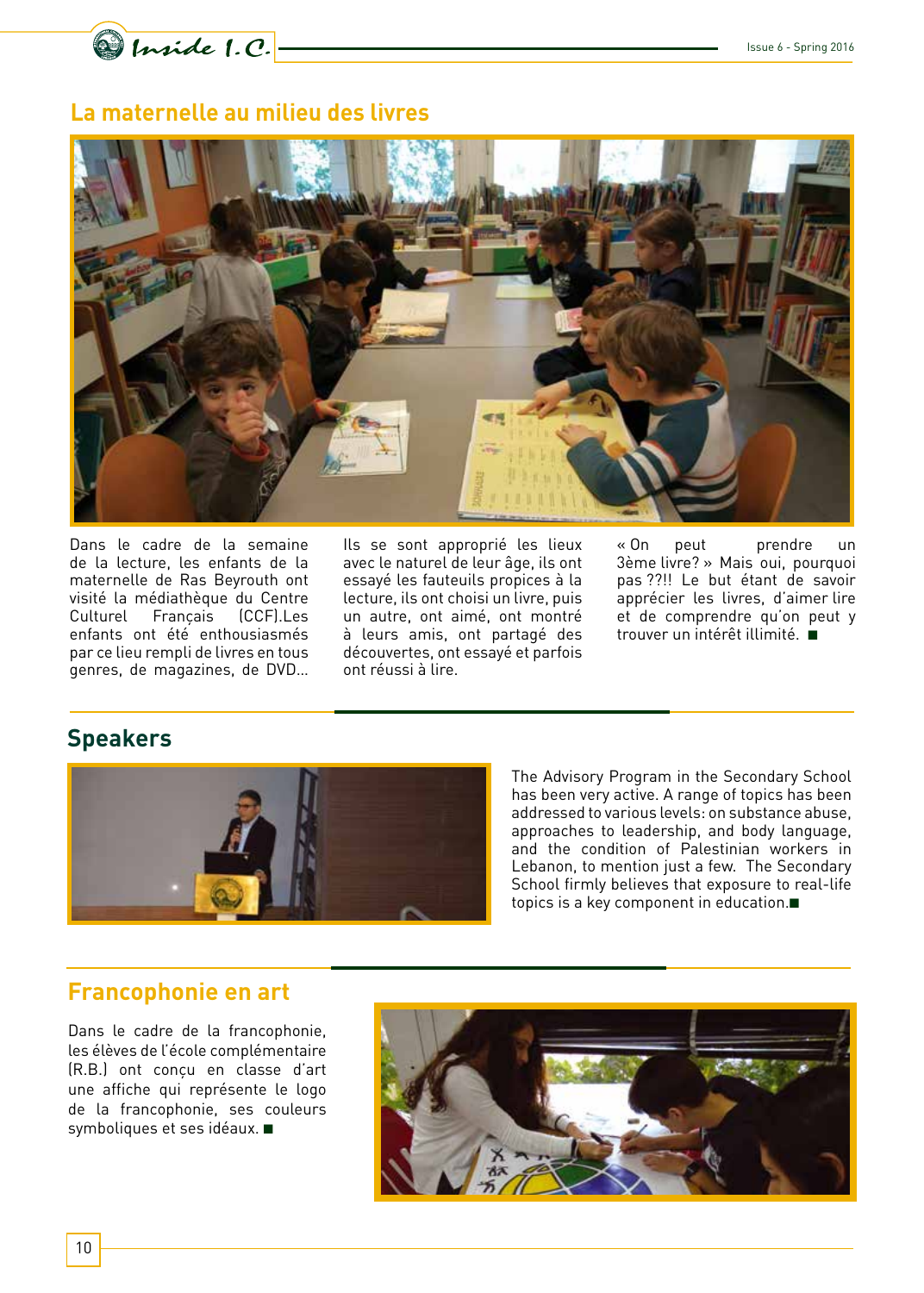## La maternelle au milieu des livres

Dans le cadre de la semaine de la lecture, les enfants de la maternelle de Ras Beyrouth ont visité la médiathèque du Centre Culturel Français (CCF).Les enfants ont été enthousiasmés par ce lieu rempli de livres en tous genres, de magazines, de DVD...

Ils se sont approprié les lieux avec le naturel de leur âge, ils ont essayé les fauteuils propices à la lecture, ils ont choisi un livre, puis un autre, ont aimé, ont montré à leurs amis, ont partagé des découvertes, ont essayé et parfois ont réussi à lire.

« On peut prendre un 3ème livre? » Mais oui, pourquoi pas ??!! Le but étant de savoir apprécier les livres, d'aimer lire et de comprendre qu'on peut y trouver un intérêt illimité. ■

## Speakers

The Advisory Program in the Secondary School has been very active. A range of topics has been addressed to various levels: on substance abuse, approaches to leadership, and body language, and the condition of Palestinian workers in Lebanon, to mention just a few. The Secondary School firmly believes that exposure to real-life topics is a key component in education.■

## Francophonie en art

Dans le cadre de la francophonie, les élèves de l'école complémentaire (R.B.) ont conçu en classe d'art une affiche qui représente le logo de la francophonie, ses couleurs symboliques et ses idéaux. ■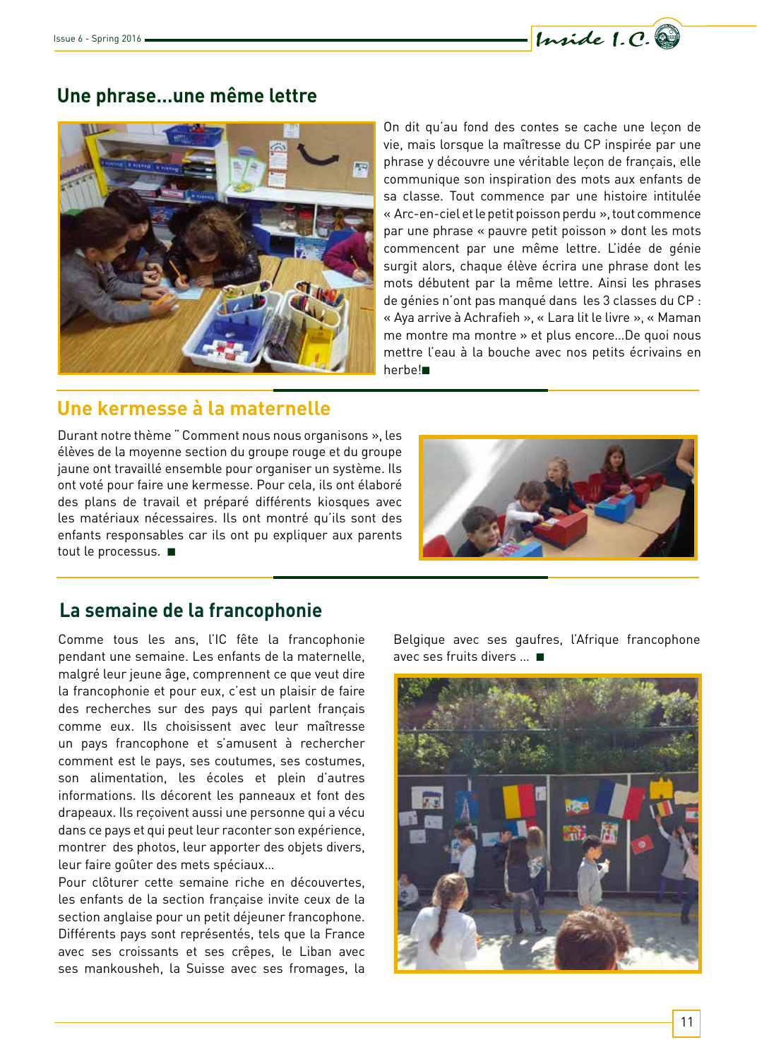## Une phrase...une même lettre

On dit qu'au fond des contes se cache une leçon de vie, mais lorsque la maîtresse du CP inspirée par une phrase y découvre une véritable leçon de français, elle communique son inspiration des mots aux enfants de sa classe. Tout commence par une histoire intitulée « Arc-en-ciel et le petit poisson perdu », tout commence par une phrase « pauvre petit poisson » dont les mots commencent par une même lettre. L'idée de génie surgit alors, chaque élève écrira une phrase dont les mots débutent par la même lettre. Ainsi les phrases de génies n'ont pas manqué dans les 3 classes du CP : « Aya arrive à Achrafieh », « Lara lit le livre », « Maman me montre ma montre » et plus encore...De quoi nous mettre l'eau à la bouche avec nos petits écrivains en herbe!■

## Une kermesse à la maternelle

Durant notre thème " Comment nous nous organisons », les élèves de la moyenne section du groupe rouge et du groupe jaune ont travaillé ensemble pour organiser un système. Ils ont voté pour faire une kermesse. Pour cela, ils ont élaboré des plans de travail et préparé différents kiosques avec les matériaux nécessaires. Ils ont montré qu'ils sont des enfants responsables car ils ont pu expliquer aux parents tout le processus. ■

## La semaine de la francophonie

Comme tous les ans, l'IC fête la francophonie pendant une semaine. Les enfants de la maternelle, malgré leur jeune âge, comprennent ce que veut dire la francophonie et pour eux, c'est un plaisir de faire des recherches sur des pays qui parlent français comme eux. Ils choisissent avec leur maîtresse un pays francophone et s'amusent à rechercher comment est le pays, ses coutumes, ses costumes, son alimentation, les écoles et plein d'autres informations. Ils décorent les panneaux et font des drapeaux. Ils reçoivent aussi une personne qui a vécu dans ce pays et qui peut leur raconter son expérience, montrer des photos, leur apporter des objets divers, leur faire goûter des mets spéciaux...

Pour clôturer cette semaine riche en découvertes, les enfants de la section française invite ceux de la section anglaise pour un petit déjeuner francophone. Différents pays sont représentés, tels que la France avec ses croissants et ses crêpes, le Liban avec ses mankousheh, la Suisse avec ses fromages, la Belgique avec ses gaufres, l'Afrique francophone avec ses fruits divers ... ■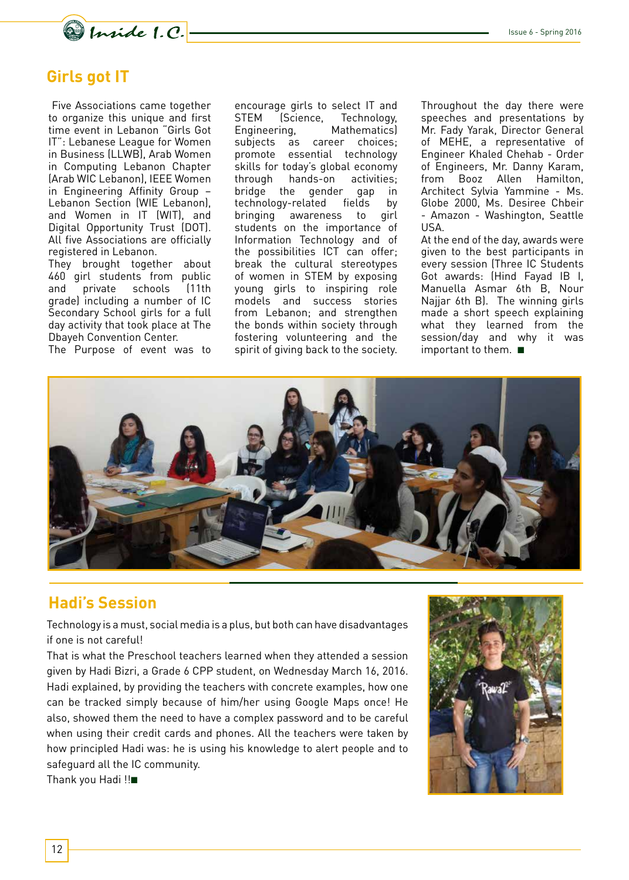## Girls got IT

Five Associations came together to organize this unique and first time event in Lebanon "Girls Got IT": Lebanese League for Women in Business (LLWB), Arab Women in Computing Lebanon Chapter (Arab WIC Lebanon), IEEE Women in Engineering Affinity Group – Lebanon Section (WIE Lebanon), and Women in IT (WIT), and Digital Opportunity Trust (DOT). All five Associations are officially registered in Lebanon.

They brought together about 460 girl students from public and private schools (11th grade) including a number of IC Secondary School girls for a full day activity that took place at The Dbayeh Convention Center.

The Purpose of event was to encourage girls to select IT and STEM (Science, Technology, Engineering, Mathematics) subjects as career choices; promote essential technology skills for today's global economy through hands-on activities; bridge the gender gap in technology-related fields by bringing awareness to girl students on the importance of Information Technology and of the possibilities ICT can offer; break the cultural stereotypes of women in STEM by exposing young girls to inspiring role models and success stories from Lebanon; and strengthen the bonds within society through fostering volunteering and the spirit of giving back to the society.

Throughout the day there were speeches and presentations by Mr. Fady Yarak, Director General of MEHE, a representative of Engineer Khaled Chehab - Order of Engineers, Mr. Danny Karam, from Booz Allen Hamilton, Architect Sylvia Yammine - Ms. Globe 2000, Ms. Desiree Chbeir - Amazon - Washington, Seattle USA.

At the end of the day, awards were given to the best participants in every session (Three IC Students Got awards: (Hind Fayad IB I, Manuella Asmar 6th B, Nour Najjar 6th B). The winning girls made a short speech explaining what they learned from the session/day and why it was important to them. ■

## Hadi's Session

Technology is a must, social media is a plus, but both can have disadvantages if one is not careful!

That is what the Preschool teachers learned when they attended a session given by Hadi Bizri, a Grade 6 CPP student, on Wednesday March 16, 2016. Hadi explained, by providing the teachers with concrete examples, how one can be tracked simply because of him/her using Google Maps once! He also, showed them the need to have a complex password and to be careful when using their credit cards and phones. All the teachers were taken by how principled Hadi was: he is using his knowledge to alert people and to safeguard all the IC community.

Thank you Hadi !!■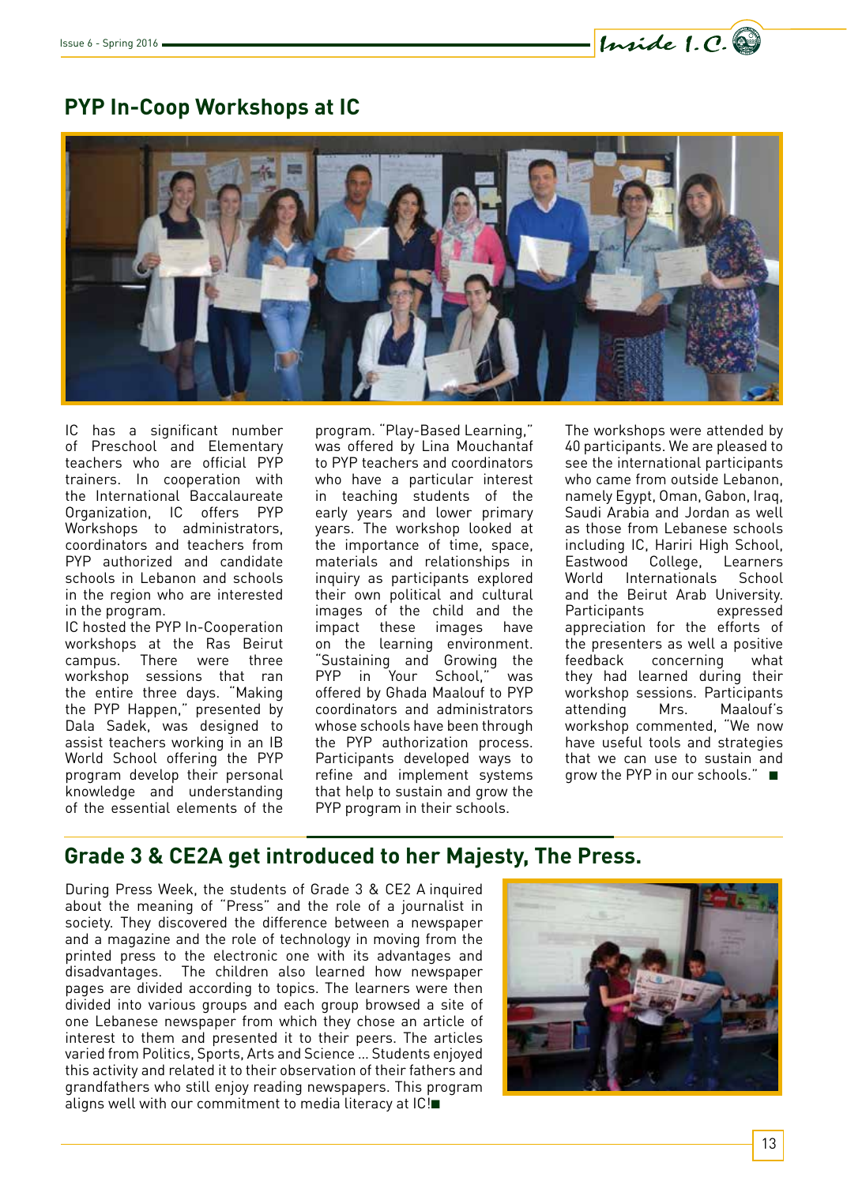## PYP In-Coop Workshops at IC

IC has a significant number of Preschool and Elementary teachers who are official PYP trainers. In cooperation with the International Baccalaureate Organization, IC offers PYP Workshops to administrators, coordinators and teachers from PYP authorized and candidate schools in Lebanon and schools in the region who are interested in the program.

IC hosted the PYP In-Cooperation workshops at the Ras Beirut campus. There were three workshop sessions that ran the entire three days. "Making the PYP Happen," presented by Dala Sadek, was designed to assist teachers working in an IB World School offering the PYP program develop their personal knowledge and understanding of the essential elements of the program. "Play-Based Learning," was offered by Lina Mouchantaf to PYP teachers and coordinators who have a particular interest in teaching students of the early years and lower primary years. The workshop looked at the importance of time, space, materials and relationships in inquiry as participants explored their own political and cultural images of the child and the impact these images have on the learning environment. "Sustaining and Growing the PYP in Your School," was offered by Ghada Maalouf to PYP coordinators and administrators whose schools have been through the PYP authorization process. Participants developed ways to refine and implement systems that help to sustain and grow the PYP program in their schools.

The workshops were attended by 40 participants. We are pleased to see the international participants who came from outside Lebanon, namely Egypt, Oman, Gabon, Iraq, Saudi Arabia and Jordan as well as those from Lebanese schools including IC, Hariri High School, Eastwood College, Learners World Internationals School and the Beirut Arab University. Participants expressed appreciation for the efforts of the presenters as well a positive feedback concerning what they had learned during their workshop sessions. Participants attending Mrs. Maalouf's workshop commented, "We now have useful tools and strategies that we can use to sustain and grow the PYP in our schools." ■

## Grade 3 & CE2A get introduced to her Majesty, The Press.

During Press Week, the students of Grade 3 & CE2 A inquired about the meaning of "Press" and the role of a journalist in society. They discovered the difference between a newspaper and a magazine and the role of technology in moving from the printed press to the electronic one with its advantages and disadvantages. The children also learned how newspaper pages are divided according to topics. The learners were then divided into various groups and each group browsed a site of one Lebanese newspaper from which they chose an article of interest to them and presented it to their peers. The articles varied from Politics, Sports, Arts and Science ... Students enjoyed this activity and related it to their observation of their fathers and grandfathers who still enjoy reading newspapers. This program aligns well with our commitment to media literacy at IC!■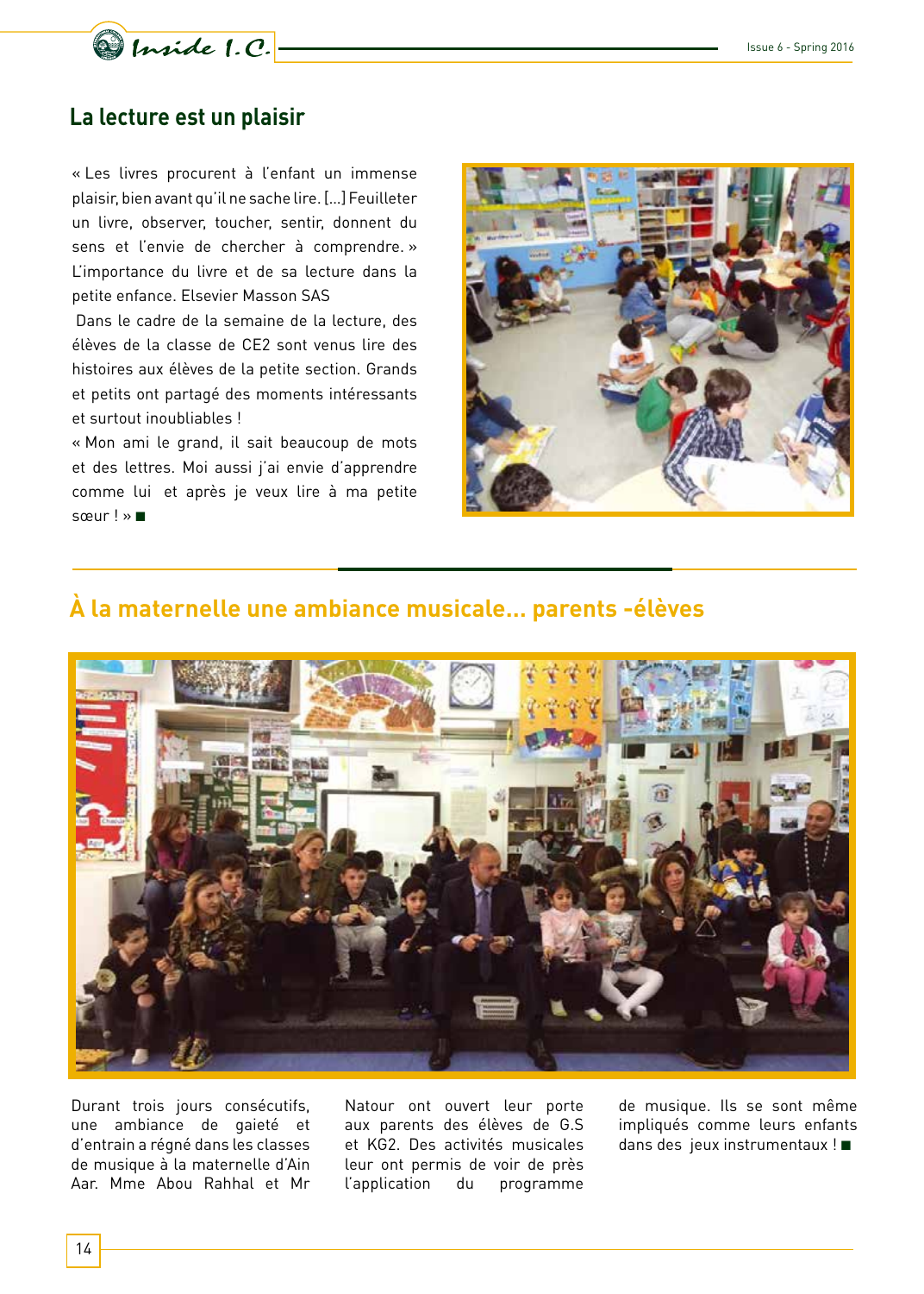## La lecture est un plaisir

« Les livres procurent à l'enfant un immense plaisir, bien avant qu'il ne sache lire. [...] Feuilleter un livre, observer, toucher, sentir, donnent du sens et l'envie de chercher à comprendre. » L'importance du livre et de sa lecture dans la petite enfance. Elsevier Masson SAS

Dans le cadre de la semaine de la lecture, des élèves de la classe de CE2 sont venus lire des histoires aux élèves de la petite section. Grands et petits ont partagé des moments intéressants et surtout inoubliables !

« Mon ami le grand, il sait beaucoup de mots et des lettres. Moi aussi j'ai envie d'apprendre comme lui et après je veux lire à ma petite sœur ! » ■

## À la maternelle une ambiance musicale... parents -élèves

Durant trois jours consécutifs, une ambiance de gaieté et d'entrain a régné dans les classes de musique à la maternelle d'Ain Aar. Mme Abou Rahhal et Mr Natour ont ouvert leur porte aux parents des élèves de G.S et KG2. Des activités musicales leur ont permis de voir de près l'application du programme de musique. Ils se sont même impliqués comme leurs enfants dans des jeux instrumentaux ! ■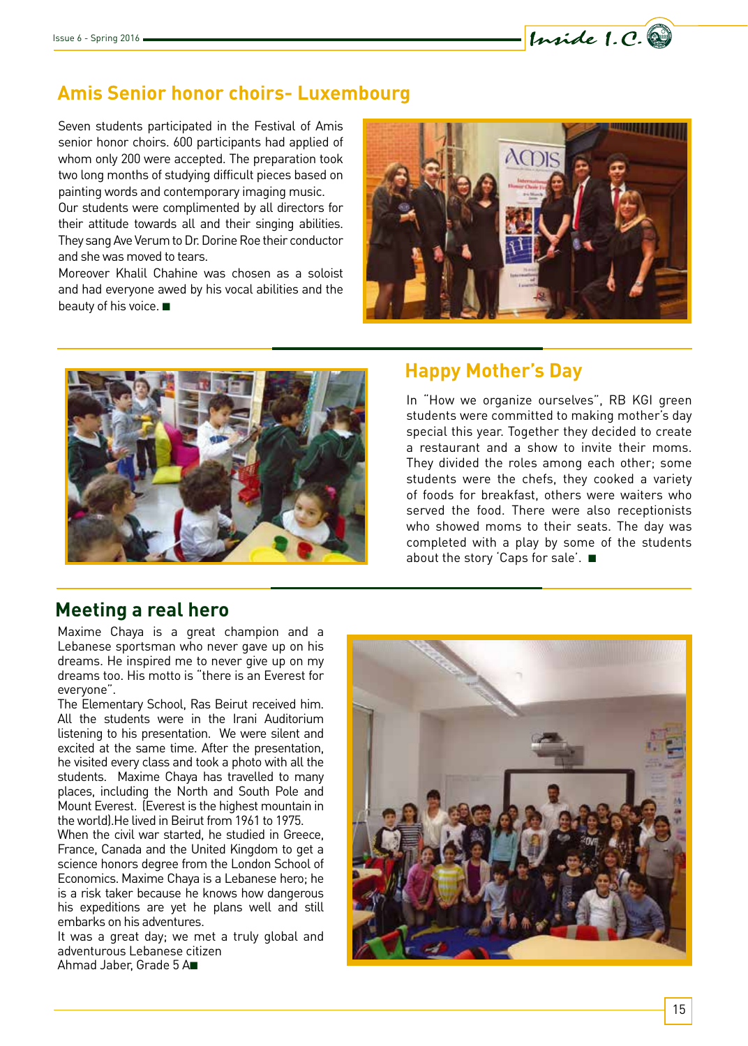## Amis Senior honor choirs- Luxembourg

Seven students participated in the Festival of Amis senior honor choirs. 600 participants had applied of whom only 200 were accepted. The preparation took two long months of studying difficult pieces based on painting words and contemporary imaging music.
Our students were complimented by all directors for their attitude towards all and their singing abilities. They sang Ave Verum to Dr. Dorine Roe their conductor and she was moved to tears.
Moreover Khalil Chahine was chosen as a soloist and had everyone awed by his vocal abilities and the beauty of his voice. ■

## Happy Mother's Day

In "How we organize ourselves", RB KGI green students were committed to making mother's day special this year. Together they decided to create a restaurant and a show to invite their moms. They divided the roles among each other; some students were the chefs, they cooked a variety of foods for breakfast, others were waiters who served the food. There were also receptionists who showed moms to their seats. The day was completed with a play by some of the students about the story 'Caps for sale'. ■

## Meeting a real hero

Maxime Chaya is a great champion and a Lebanese sportsman who never gave up on his dreams. He inspired me to never give up on my dreams too. His motto is "there is an Everest for everyone".
The Elementary School, Ras Beirut received him. All the students were in the Irani Auditorium listening to his presentation. We were silent and excited at the same time. After the presentation, he visited every class and took a photo with all the students. Maxime Chaya has travelled to many places, including the North and South Pole and Mount Everest. (Everest is the highest mountain in the world).He lived in Beirut from 1961 to 1975.
When the civil war started, he studied in Greece, France, Canada and the United Kingdom to get a science honors degree from the London School of Economics. Maxime Chaya is a Lebanese hero; he is a risk taker because he knows how dangerous his expeditions are yet he plans well and still embarks on his adventures.
It was a great day; we met a truly global and adventurous Lebanese citizen
Ahmad Jaber, Grade 5 A■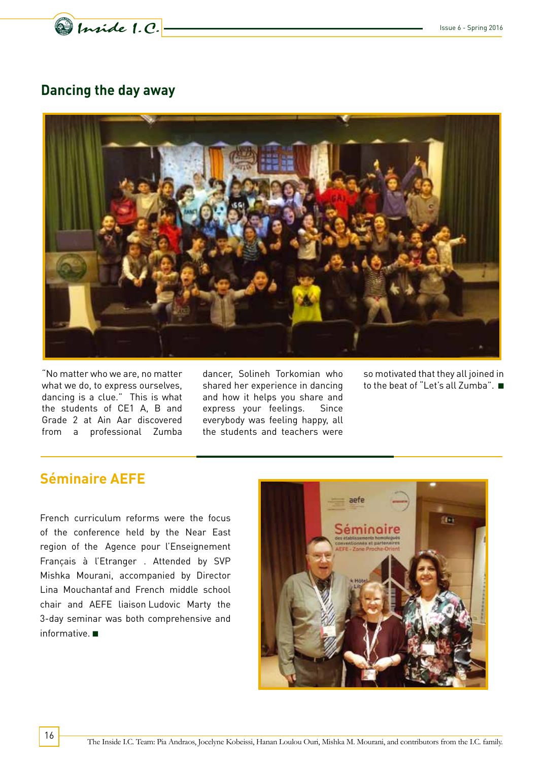## Dancing the day away

"No matter who we are, no matter what we do, to express ourselves, dancing is a clue." This is what the students of CE1 A, B and Grade 2 at Ain Aar discovered from a professional Zumba dancer, Solineh Torkomian who shared her experience in dancing and how it helps you share and express your feelings. Since everybody was feeling happy, all the students and teachers were so motivated that they all joined in to the beat of "Let's all Zumba". ■

## Séminaire AEFE

French curriculum reforms were the focus of the conference held by the Near East region of the Agence pour l'Enseignement Français à l'Etranger . Attended by SVP Mishka Mourani, accompanied by Director Lina Mouchantaf and French middle school chair and AEFE liaison Ludovic Marty the 3-day seminar was both comprehensive and informative. ■

The Inside I.C. Team: Pia Andraos, Jocelyne Kobeissi, Hanan Loulou Ouri, Mishka M. Mourani, and contributors from the I.C. family.